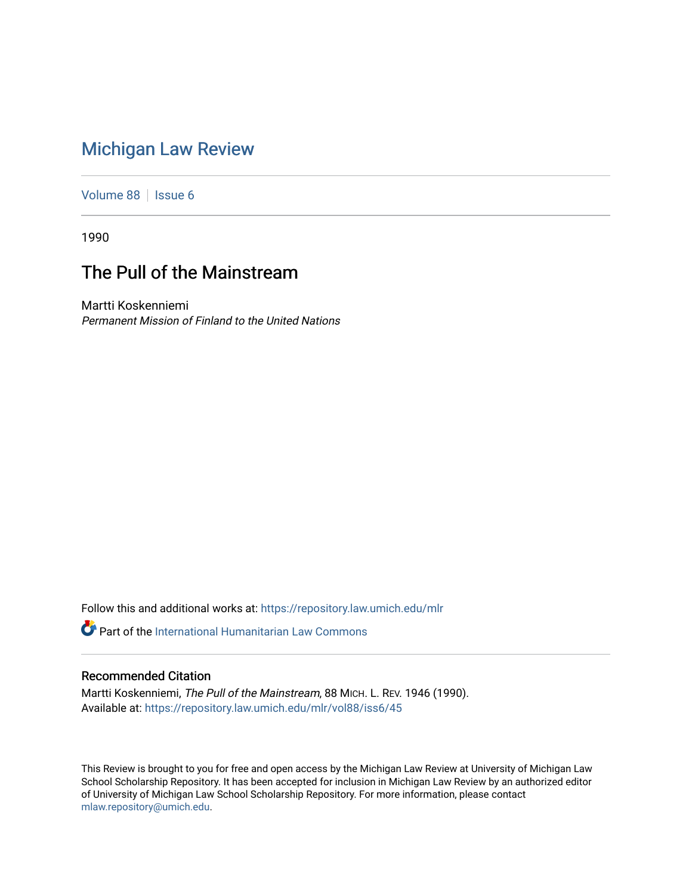# Michigan Law Review

Volume 88 | Issue 6

1990

## The Pull of the Mainstream

Martti Koskenniemi
*Permanent Mission of Finland to the United Nations*

Follow this and additional works at: https://repository.law.umich.edu/mlr

Part of the International Humanitarian Law Commons

### Recommended Citation

Martti Koskenniemi, *The Pull of the Mainstream*, 88 MICH. L. REV. 1946 (1990).
Available at: https://repository.law.umich.edu/mlr/vol88/iss6/45

This Review is brought to you for free and open access by the Michigan Law Review at University of Michigan Law School Scholarship Repository. It has been accepted for inclusion in Michigan Law Review by an authorized editor of University of Michigan Law School Scholarship Repository. For more information, please contact mlaw.repository@umich.edu.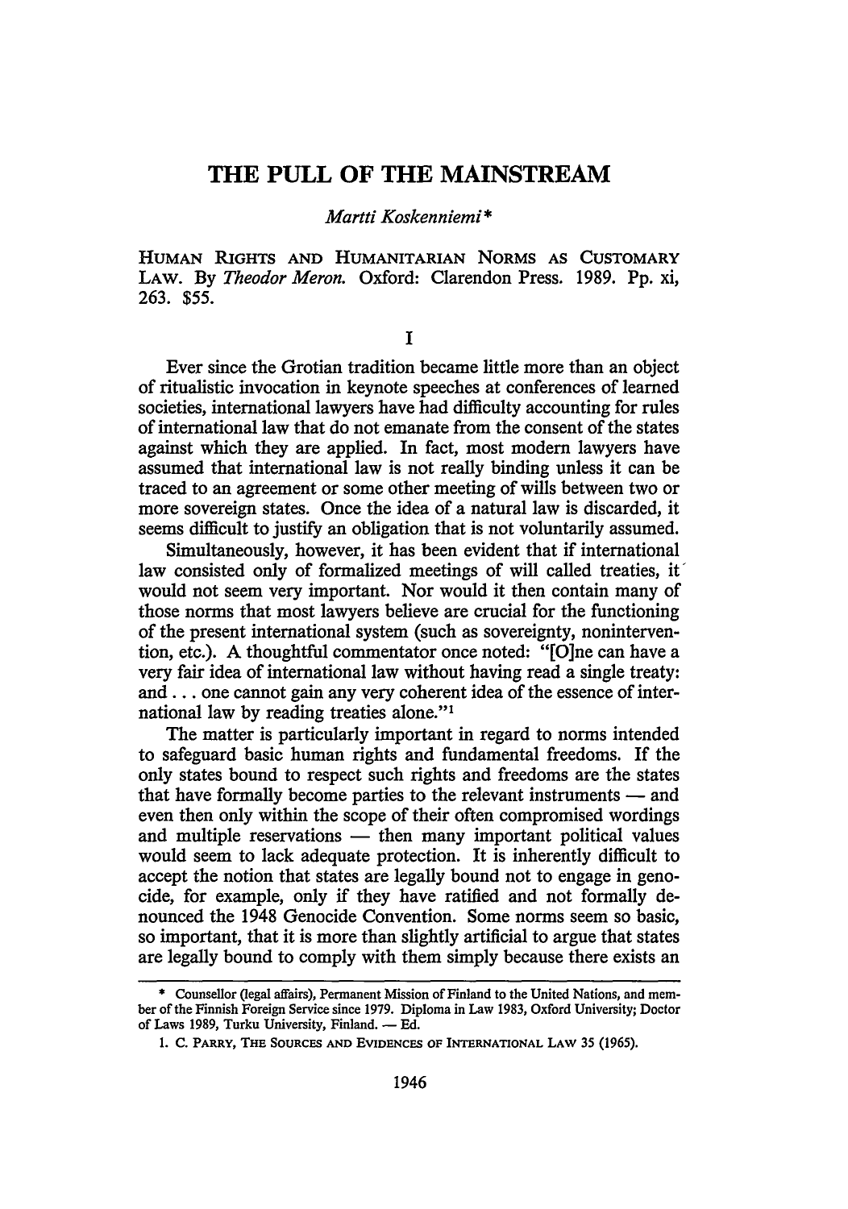# THE PULL OF THE MAINSTREAM

*Martti Koskenniemi**

HUMAN RIGHTS AND HUMANITARIAN NORMS AS CUSTOMARY LAW. By *Theodor Meron*. Oxford: Clarendon Press. 1989. Pp. xi, 263. $55.

## I

Ever since the Grotian tradition became little more than an object of ritualistic invocation in keynote speeches at conferences of learned societies, international lawyers have had difficulty accounting for rules of international law that do not emanate from the consent of the states against which they are applied. In fact, most modern lawyers have assumed that international law is not really binding unless it can be traced to an agreement or some other meeting of wills between two or more sovereign states. Once the idea of a natural law is discarded, it seems difficult to justify an obligation that is not voluntarily assumed.

Simultaneously, however, it has been evident that if international law consisted only of formalized meetings of will called treaties, it would not seem very important. Nor would it then contain many of those norms that most lawyers believe are crucial for the functioning of the present international system (such as sovereignty, nonintervention, etc.). A thoughtful commentator once noted: "[O]ne can have a very fair idea of international law without having read a single treaty: and . . . one cannot gain any very coherent idea of the essence of international law by reading treaties alone."[1]

The matter is particularly important in regard to norms intended to safeguard basic human rights and fundamental freedoms. If the only states bound to respect such rights and freedoms are the states that have formally become parties to the relevant instruments — and even then only within the scope of their often compromised wordings and multiple reservations — then many important political values would seem to lack adequate protection. It is inherently difficult to accept the notion that states are legally bound not to engage in genocide, for example, only if they have ratified and not formally denounced the 1948 Genocide Convention. Some norms seem so basic, so important, that it is more than slightly artificial to argue that states are legally bound to comply with them simply because there exists an

---

\* Counsellor (legal affairs), Permanent Mission of Finland to the United Nations, and member of the Finnish Foreign Service since 1979. Diploma in Law 1983, Oxford University; Doctor of Laws 1989, Turku University, Finland. — Ed.

1. C. PARRY, THE SOURCES AND EVIDENCES OF INTERNATIONAL LAW 35 (1965).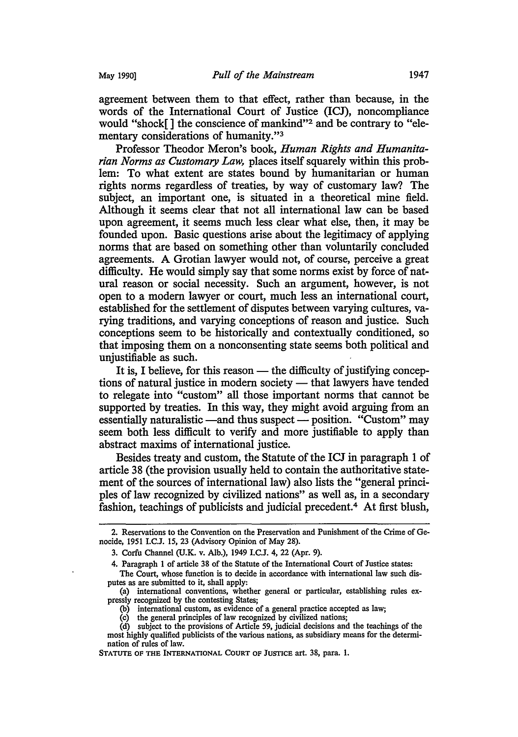agreement between them to that effect, rather than because, in the words of the International Court of Justice (ICJ), noncompliance would "shock[ ] the conscience of mankind"[2] and be contrary to "elementary considerations of humanity."[3]

Professor Theodor Meron's book, *Human Rights and Humanitarian Norms as Customary Law,* places itself squarely within this problem: To what extent are states bound by humanitarian or human rights norms regardless of treaties, by way of customary law? The subject, an important one, is situated in a theoretical mine field. Although it seems clear that not all international law can be based upon agreement, it seems much less clear what else, then, it may be founded upon. Basic questions arise about the legitimacy of applying norms that are based on something other than voluntarily concluded agreements. A Grotian lawyer would not, of course, perceive a great difficulty. He would simply say that some norms exist by force of natural reason or social necessity. Such an argument, however, is not open to a modern lawyer or court, much less an international court, established for the settlement of disputes between varying cultures, varying traditions, and varying conceptions of reason and justice. Such conceptions seem to be historically and contextually conditioned, so that imposing them on a nonconsenting state seems both political and unjustifiable as such.

It is, I believe, for this reason — the difficulty of justifying conceptions of natural justice in modern society — that lawyers have tended to relegate into "custom" all those important norms that cannot be supported by treaties. In this way, they might avoid arguing from an essentially naturalistic —and thus suspect — position. "Custom" may seem both less difficult to verify and more justifiable to apply than abstract maxims of international justice.

Besides treaty and custom, the Statute of the ICJ in paragraph 1 of article 38 (the provision usually held to contain the authoritative statement of the sources of international law) also lists the "general principles of law recognized by civilized nations" as well as, in a secondary fashion, teachings of publicists and judicial precedent.[4] At first blush,

---

2. Reservations to the Convention on the Preservation and Punishment of the Crime of Genocide, 1951 I.C.J. 15, 23 (Advisory Opinion of May 28).

3. Corfu Channel (U.K. v. Alb.), 1949 I.C.J. 4, 22 (Apr. 9).

4. Paragraph 1 of article 38 of the Statute of the International Court of Justice states:

> The Court, whose function is to decide in accordance with international law such disputes as are submitted to it, shall apply:
>
> (a) international conventions, whether general or particular, establishing rules expressly recognized by the contesting States;
>
> (b) international custom, as evidence of a general practice accepted as law;
>
> (c) the general principles of law recognized by civilized nations;
>
> (d) subject to the provisions of Article 59, judicial decisions and the teachings of the most highly qualified publicists of the various nations, as subsidiary means for the determination of rules of law.

STATUTE OF THE INTERNATIONAL COURT OF JUSTICE art. 38, para. 1.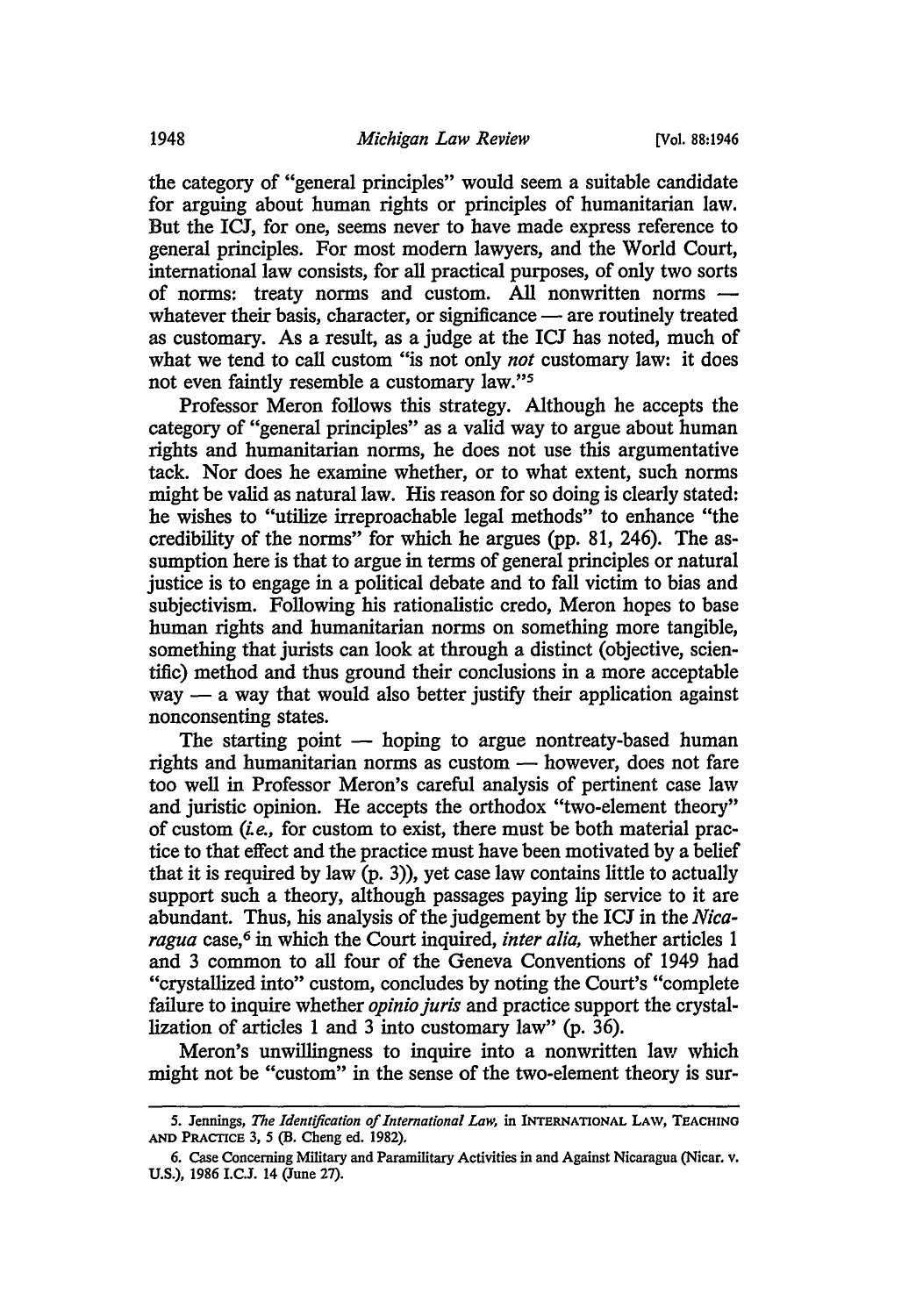the category of "general principles" would seem a suitable candidate for arguing about human rights or principles of humanitarian law. But the ICJ, for one, seems never to have made express reference to general principles. For most modern lawyers, and the World Court, international law consists, for all practical purposes, of only two sorts of norms: treaty norms and custom. All nonwritten norms — whatever their basis, character, or significance — are routinely treated as customary. As a result, as a judge at the ICJ has noted, much of what we tend to call custom "is not only *not* customary law: it does not even faintly resemble a customary law."[5]

Professor Meron follows this strategy. Although he accepts the category of "general principles" as a valid way to argue about human rights and humanitarian norms, he does not use this argumentative tack. Nor does he examine whether, or to what extent, such norms might be valid as natural law. His reason for so doing is clearly stated: he wishes to "utilize irreproachable legal methods" to enhance "the credibility of the norms" for which he argues (pp. 81, 246). The assumption here is that to argue in terms of general principles or natural justice is to engage in a political debate and to fall victim to bias and subjectivism. Following his rationalistic credo, Meron hopes to base human rights and humanitarian norms on something more tangible, something that jurists can look at through a distinct (objective, scientific) method and thus ground their conclusions in a more acceptable way — a way that would also better justify their application against nonconsenting states.

The starting point — hoping to argue nontreaty-based human rights and humanitarian norms as custom — however, does not fare too well in Professor Meron's careful analysis of pertinent case law and juristic opinion. He accepts the orthodox "two-element theory" of custom (*i.e.*, for custom to exist, there must be both material practice to that effect and the practice must have been motivated by a belief that it is required by law (p. 3)), yet case law contains little to actually support such a theory, although passages paying lip service to it are abundant. Thus, his analysis of the judgement by the ICJ in the *Nicaragua* case,[6] in which the Court inquired, *inter alia,* whether articles 1 and 3 common to all four of the Geneva Conventions of 1949 had "crystallized into" custom, concludes by noting the Court's "complete failure to inquire whether *opinio juris* and practice support the crystallization of articles 1 and 3 into customary law" (p. 36).

Meron's unwillingness to inquire into a nonwritten law which might not be "custom" in the sense of the two-element theory is sur-

---

5. Jennings, *The Identification of International Law,* in INTERNATIONAL LAW, TEACHING AND PRACTICE 3, 5 (B. Cheng ed. 1982).

6. Case Concerning Military and Paramilitary Activities in and Against Nicaragua (Nicar. v. U.S.), 1986 I.C.J. 14 (June 27).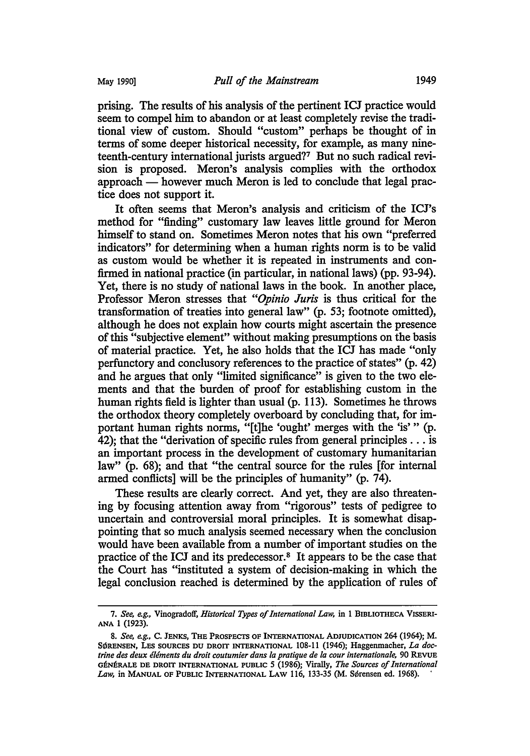prising. The results of his analysis of the pertinent ICJ practice would seem to compel him to abandon or at least completely revise the traditional view of custom. Should "custom" perhaps be thought of in terms of some deeper historical necessity, for example, as many nineteenth-century international jurists argued?[7] But no such radical revision is proposed. Meron's analysis complies with the orthodox approach — however much Meron is led to conclude that legal practice does not support it.

It often seems that Meron's analysis and criticism of the ICJ's method for "finding" customary law leaves little ground for Meron himself to stand on. Sometimes Meron notes that his own "preferred indicators" for determining when a human rights norm is to be valid as custom would be whether it is repeated in instruments and confirmed in national practice (in particular, in national laws) (pp. 93-94). Yet, there is no study of national laws in the book. In another place, Professor Meron stresses that "*Opinio Juris* is thus critical for the transformation of treaties into general law" (p. 53; footnote omitted), although he does not explain how courts might ascertain the presence of this "subjective element" without making presumptions on the basis of material practice. Yet, he also holds that the ICJ has made "only perfunctory and conclusory references to the practice of states" (p. 42) and he argues that only "limited significance" is given to the two elements and that the burden of proof for establishing custom in the human rights field is lighter than usual (p. 113). Sometimes he throws the orthodox theory completely overboard by concluding that, for important human rights norms, "[t]he 'ought' merges with the 'is' " (p. 42); that the "derivation of specific rules from general principles . . . is an important process in the development of customary humanitarian law" (p. 68); and that "the central source for the rules [for internal armed conflicts] will be the principles of humanity" (p. 74).

These results are clearly correct. And yet, they are also threatening by focusing attention away from "rigorous" tests of pedigree to uncertain and controversial moral principles. It is somewhat disappointing that so much analysis seemed necessary when the conclusion would have been available from a number of important studies on the practice of the ICJ and its predecessor.[8] It appears to be the case that the Court has "instituted a system of decision-making in which the legal conclusion reached is determined by the application of rules of

---

7. *See, e.g.*, Vinogradoff, *Historical Types of International Law*, in 1 BIBLIOTHECA VISSERIANA 1 (1923).

8. *See, e.g.*, C. JENKS, THE PROSPECTS OF INTERNATIONAL ADJUDICATION 264 (1964); M. SØRENSEN, LES SOURCES DU DROIT INTERNATIONAL 108-11 (1946); Haggenmacher, *La doctrine des deux éléments du droit coutumier dans la pratique de la cour internationale*, 90 REVUE GÉNÉRALE DE DROIT INTERNATIONAL PUBLIC 5 (1986); Virally, *The Sources of International Law*, in MANUAL OF PUBLIC INTERNATIONAL LAW 116, 133-35 (M. Sørensen ed. 1968).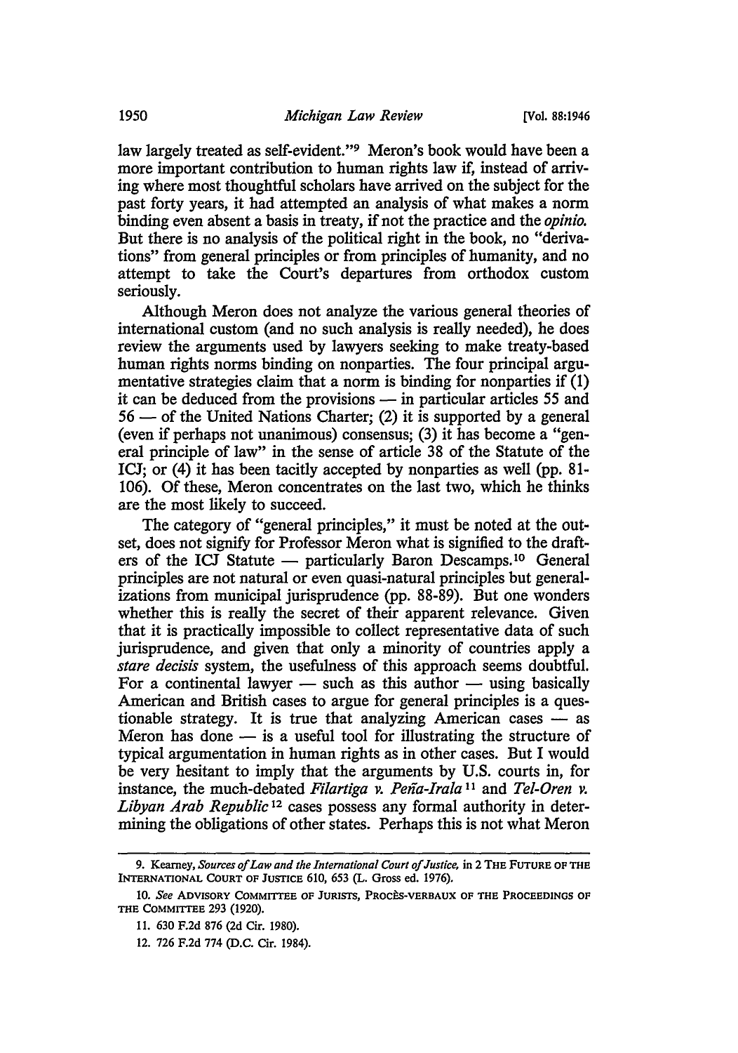law largely treated as self-evident."[9] Meron's book would have been a more important contribution to human rights law if, instead of arriving where most thoughtful scholars have arrived on the subject for the past forty years, it had attempted an analysis of what makes a norm binding even absent a basis in treaty, if not the practice and the *opinio*. But there is no analysis of the political right in the book, no "derivations" from general principles or from principles of humanity, and no attempt to take the Court's departures from orthodox custom seriously.

Although Meron does not analyze the various general theories of international custom (and no such analysis is really needed), he does review the arguments used by lawyers seeking to make treaty-based human rights norms binding on nonparties. The four principal argumentative strategies claim that a norm is binding for nonparties if (1) it can be deduced from the provisions — in particular articles 55 and 56 — of the United Nations Charter; (2) it is supported by a general (even if perhaps not unanimous) consensus; (3) it has become a "general principle of law" in the sense of article 38 of the Statute of the ICJ; or (4) it has been tacitly accepted by nonparties as well (pp. 81-106). Of these, Meron concentrates on the last two, which he thinks are the most likely to succeed.

The category of "general principles," it must be noted at the outset, does not signify for Professor Meron what is signified to the drafters of the ICJ Statute — particularly Baron Descamps.[10] General principles are not natural or even quasi-natural principles but generalizations from municipal jurisprudence (pp. 88-89). But one wonders whether this is really the secret of their apparent relevance. Given that it is practically impossible to collect representative data of such jurisprudence, and given that only a minority of countries apply a *stare decisis* system, the usefulness of this approach seems doubtful. For a continental lawyer — such as this author — using basically American and British cases to argue for general principles is a questionable strategy. It is true that analyzing American cases — as Meron has done — is a useful tool for illustrating the structure of typical argumentation in human rights as in other cases. But I would be very hesitant to imply that the arguments by U.S. courts in, for instance, the much-debated *Filartiga v. Peña-Irala*[11] and *Tel-Oren v. Libyan Arab Republic*[12] cases possess any formal authority in determining the obligations of other states. Perhaps this is not what Meron

---

9. Kearney, *Sources of Law and the International Court of Justice*, in 2 THE FUTURE OF THE INTERNATIONAL COURT OF JUSTICE 610, 653 (L. Gross ed. 1976).

10. *See* ADVISORY COMMITTEE OF JURISTS, PROCÈS-VERBAUX OF THE PROCEEDINGS OF THE COMMITTEE 293 (1920).

11. 630 F.2d 876 (2d Cir. 1980).

12. 726 F.2d 774 (D.C. Cir. 1984).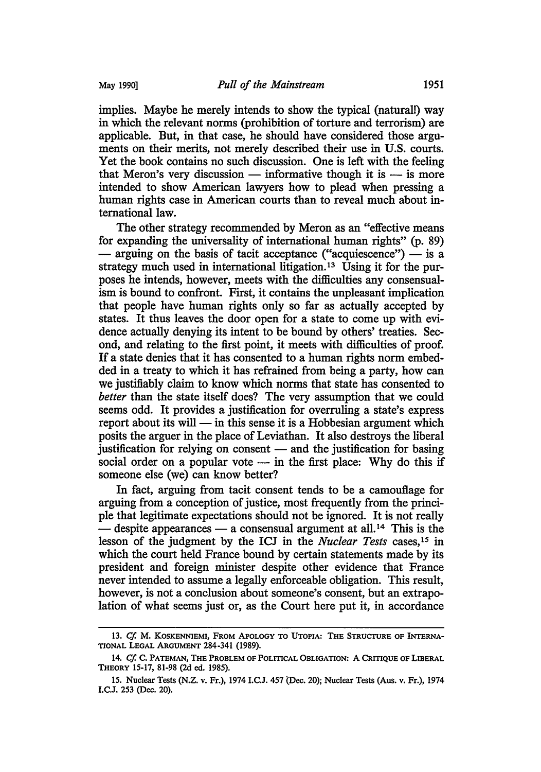implies. Maybe he merely intends to show the typical (natural!) way in which the relevant norms (prohibition of torture and terrorism) are applicable. But, in that case, he should have considered those arguments on their merits, not merely described their use in U.S. courts. Yet the book contains no such discussion. One is left with the feeling that Meron's very discussion — informative though it is — is more intended to show American lawyers how to plead when pressing a human rights case in American courts than to reveal much about international law.

The other strategy recommended by Meron as an "effective means for expanding the universality of international human rights" (p. 89) — arguing on the basis of tacit acceptance ("acquiescence") — is a strategy much used in international litigation.[13] Using it for the purposes he intends, however, meets with the difficulties any consensualism is bound to confront. First, it contains the unpleasant implication that people have human rights only so far as actually accepted by states. It thus leaves the door open for a state to come up with evidence actually denying its intent to be bound by others' treaties. Second, and relating to the first point, it meets with difficulties of proof. If a state denies that it has consented to a human rights norm embedded in a treaty to which it has refrained from being a party, how can we justifiably claim to know which norms that state has consented to *better* than the state itself does? The very assumption that we could seems odd. It provides a justification for overruling a state's express report about its will — in this sense it is a Hobbesian argument which posits the arguer in the place of Leviathan. It also destroys the liberal justification for relying on consent — and the justification for basing social order on a popular vote — in the first place: Why do this if someone else (we) can know better?

In fact, arguing from tacit consent tends to be a camouflage for arguing from a conception of justice, most frequently from the principle that legitimate expectations should not be ignored. It is not really — despite appearances — a consensual argument at all.[14] This is the lesson of the judgment by the ICJ in the *Nuclear Tests* cases,[15] in which the court held France bound by certain statements made by its president and foreign minister despite other evidence that France never intended to assume a legally enforceable obligation. This result, however, is not a conclusion about someone's consent, but an extrapolation of what seems just or, as the Court here put it, in accordance

---

13. *Cf.* M. KOSKENNIEMI, FROM APOLOGY TO UTOPIA: THE STRUCTURE OF INTERNATIONAL LEGAL ARGUMENT 284-341 (1989).

14. *Cf.* C. PATEMAN, THE PROBLEM OF POLITICAL OBLIGATION: A CRITIQUE OF LIBERAL THEORY 15-17, 81-98 (2d ed. 1985).

15. Nuclear Tests (N.Z. v. Fr.), 1974 I.C.J. 457 (Dec. 20); Nuclear Tests (Aus. v. Fr.), 1974 I.C.J. 253 (Dec. 20).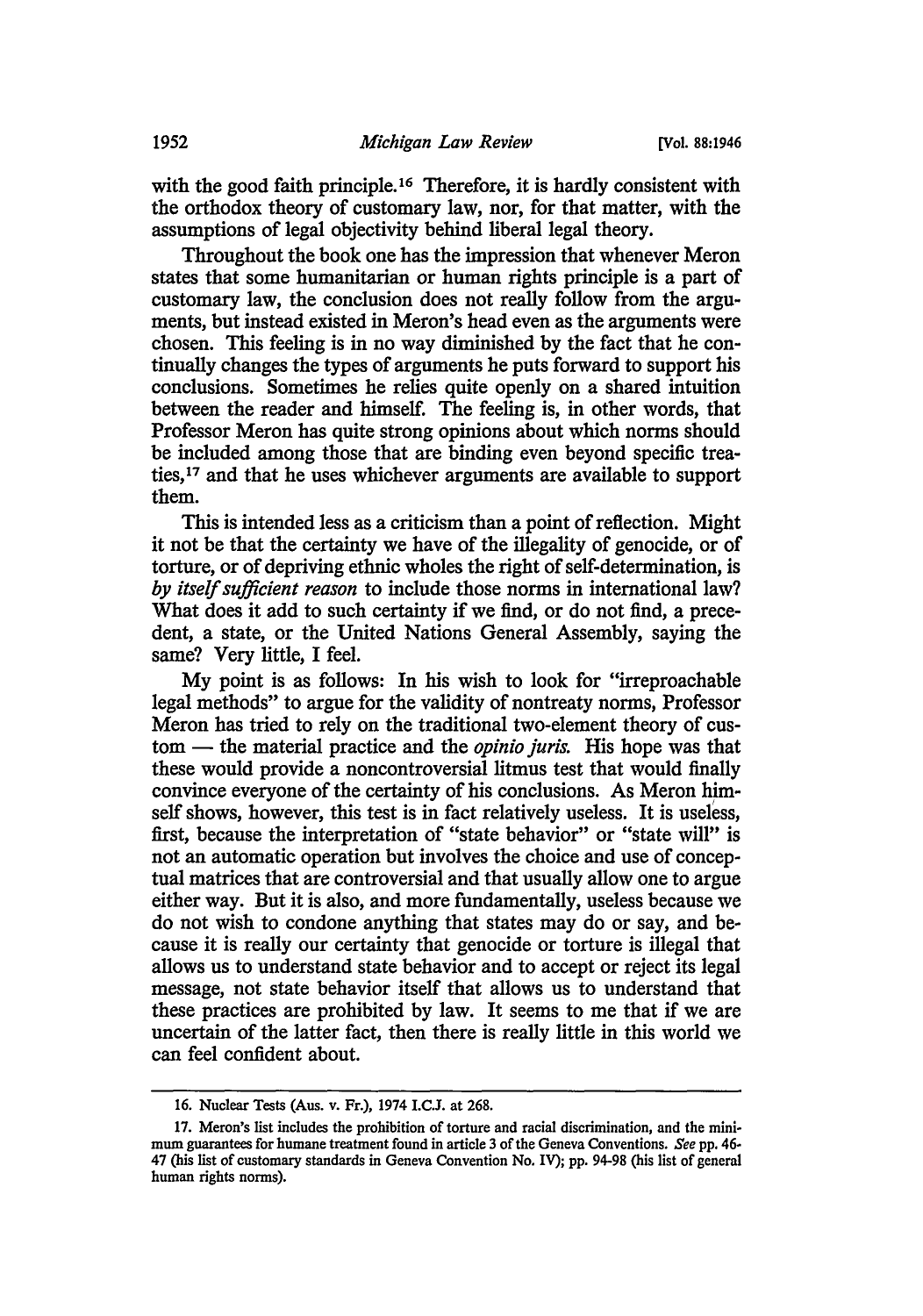with the good faith principle.[16] Therefore, it is hardly consistent with the orthodox theory of customary law, nor, for that matter, with the assumptions of legal objectivity behind liberal legal theory.

Throughout the book one has the impression that whenever Meron states that some humanitarian or human rights principle is a part of customary law, the conclusion does not really follow from the arguments, but instead existed in Meron's head even as the arguments were chosen. This feeling is in no way diminished by the fact that he continually changes the types of arguments he puts forward to support his conclusions. Sometimes he relies quite openly on a shared intuition between the reader and himself. The feeling is, in other words, that Professor Meron has quite strong opinions about which norms should be included among those that are binding even beyond specific treaties,[17] and that he uses whichever arguments are available to support them.

This is intended less as a criticism than a point of reflection. Might it not be that the certainty we have of the illegality of genocide, or of torture, or of depriving ethnic wholes the right of self-determination, is *by itself sufficient reason* to include those norms in international law? What does it add to such certainty if we find, or do not find, a precedent, a state, or the United Nations General Assembly, saying the same? Very little, I feel.

My point is as follows: In his wish to look for "irreproachable legal methods" to argue for the validity of nontreaty norms, Professor Meron has tried to rely on the traditional two-element theory of custom — the material practice and the *opinio juris.* His hope was that these would provide a noncontroversial litmus test that would finally convince everyone of the certainty of his conclusions. As Meron himself shows, however, this test is in fact relatively useless. It is useless, first, because the interpretation of "state behavior" or "state will" is not an automatic operation but involves the choice and use of conceptual matrices that are controversial and that usually allow one to argue either way. But it is also, and more fundamentally, useless because we do not wish to condone anything that states may do or say, and because it is really our certainty that genocide or torture is illegal that allows us to understand state behavior and to accept or reject its legal message, not state behavior itself that allows us to understand that these practices are prohibited by law. It seems to me that if we are uncertain of the latter fact, then there is really little in this world we can feel confident about.

---

16. Nuclear Tests (Aus. v. Fr.), 1974 I.C.J. at 268.

17. Meron's list includes the prohibition of torture and racial discrimination, and the minimum guarantees for humane treatment found in article 3 of the Geneva Conventions. *See* pp. 46-47 (his list of customary standards in Geneva Convention No. IV); pp. 94-98 (his list of general human rights norms).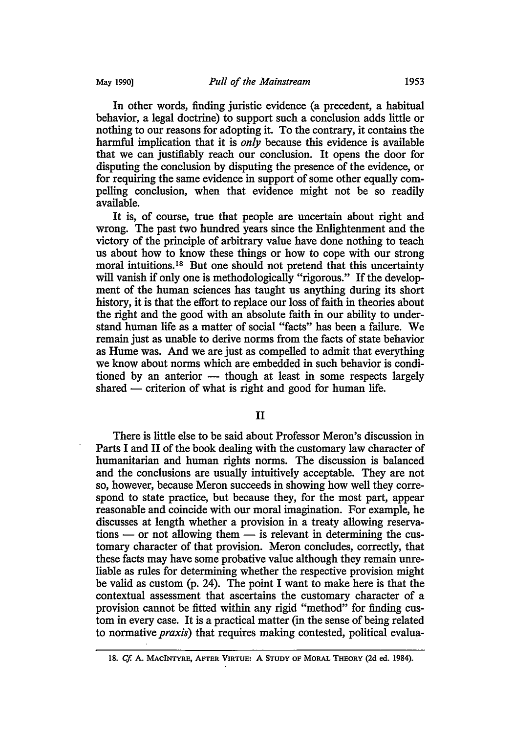In other words, finding juristic evidence (a precedent, a habitual behavior, a legal doctrine) to support such a conclusion adds little or nothing to our reasons for adopting it. To the contrary, it contains the harmful implication that it is *only* because this evidence is available that we can justifiably reach our conclusion. It opens the door for disputing the conclusion by disputing the presence of the evidence, or for requiring the same evidence in support of some other equally compelling conclusion, when that evidence might not be so readily available.

It is, of course, true that people are uncertain about right and wrong. The past two hundred years since the Enlightenment and the victory of the principle of arbitrary value have done nothing to teach us about how to know these things or how to cope with our strong moral intuitions.[18] But one should not pretend that this uncertainty will vanish if only one is methodologically "rigorous." If the development of the human sciences has taught us anything during its short history, it is that the effort to replace our loss of faith in theories about the right and the good with an absolute faith in our ability to understand human life as a matter of social "facts" has been a failure. We remain just as unable to derive norms from the facts of state behavior as Hume was. And we are just as compelled to admit that everything we know about norms which are embedded in such behavior is conditioned by an anterior — though at least in some respects largely shared — criterion of what is right and good for human life.

## II

There is little else to be said about Professor Meron's discussion in Parts I and II of the book dealing with the customary law character of humanitarian and human rights norms. The discussion is balanced and the conclusions are usually intuitively acceptable. They are not so, however, because Meron succeeds in showing how well they correspond to state practice, but because they, for the most part, appear reasonable and coincide with our moral imagination. For example, he discusses at length whether a provision in a treaty allowing reservations — or not allowing them — is relevant in determining the customary character of that provision. Meron concludes, correctly, that these facts may have some probative value although they remain unreliable as rules for determining whether the respective provision might be valid as custom (p. 24). The point I want to make here is that the contextual assessment that ascertains the customary character of a provision cannot be fitted within any rigid "method" for finding custom in every case. It is a practical matter (in the sense of being related to normative *praxis*) that requires making contested, political evalua-

18. *Cf.* A. MACINTYRE, AFTER VIRTUE: A STUDY OF MORAL THEORY (2d ed. 1984).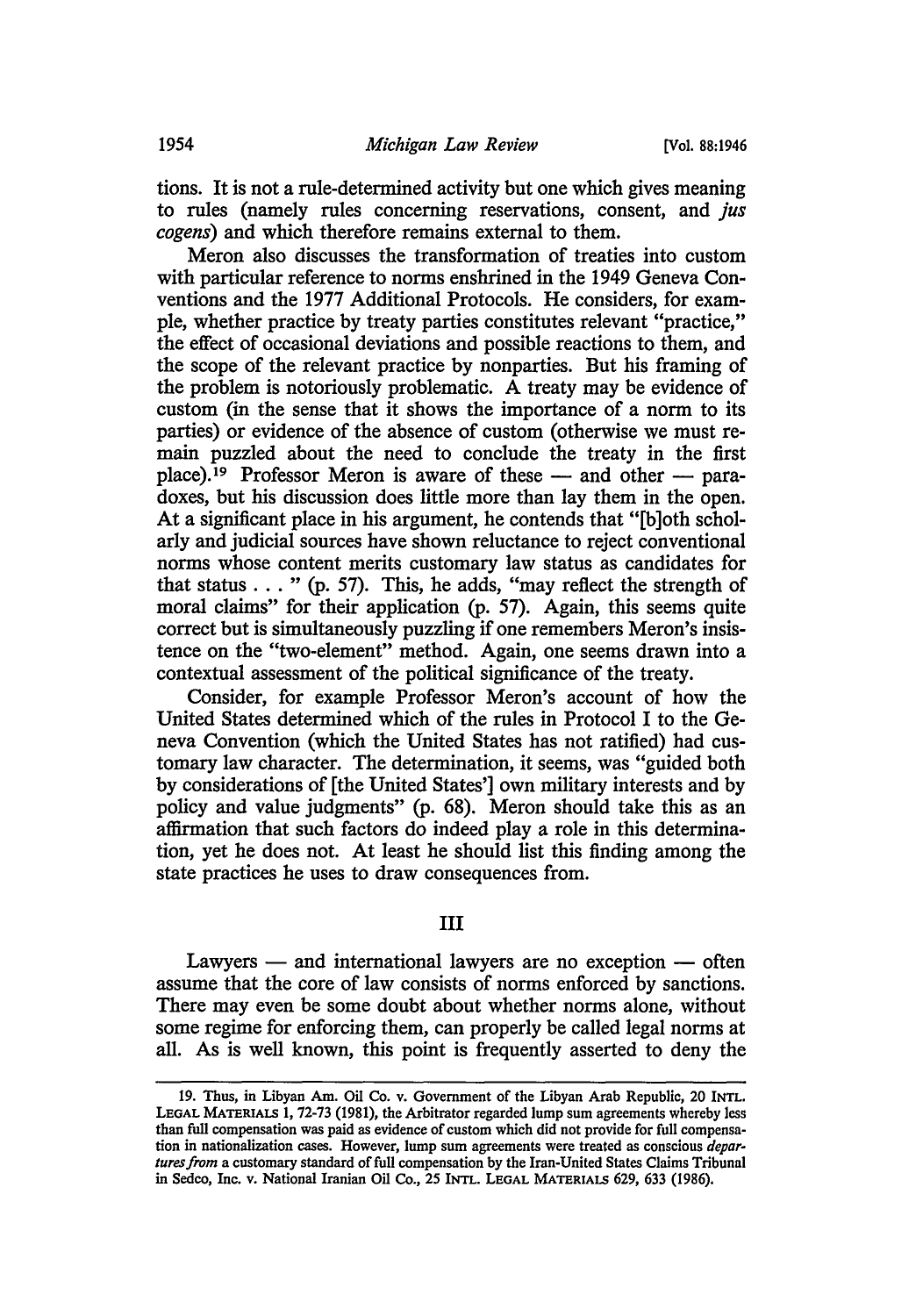tions. It is not a rule-determined activity but one which gives meaning to rules (namely rules concerning reservations, consent, and *jus cogens*) and which therefore remains external to them.

Meron also discusses the transformation of treaties into custom with particular reference to norms enshrined in the 1949 Geneva Conventions and the 1977 Additional Protocols. He considers, for example, whether practice by treaty parties constitutes relevant "practice," the effect of occasional deviations and possible reactions to them, and the scope of the relevant practice by nonparties. But his framing of the problem is notoriously problematic. A treaty may be evidence of custom (in the sense that it shows the importance of a norm to its parties) or evidence of the absence of custom (otherwise we must remain puzzled about the need to conclude the treaty in the first place).[19] Professor Meron is aware of these — and other — paradoxes, but his discussion does little more than lay them in the open. At a significant place in his argument, he contends that "[b]oth scholarly and judicial sources have shown reluctance to reject conventional norms whose content merits customary law status as candidates for that status . . . " (p. 57). This, he adds, "may reflect the strength of moral claims" for their application (p. 57). Again, this seems quite correct but is simultaneously puzzling if one remembers Meron's insistence on the "two-element" method. Again, one seems drawn into a contextual assessment of the political significance of the treaty.

Consider, for example Professor Meron's account of how the United States determined which of the rules in Protocol I to the Geneva Convention (which the United States has not ratified) had customary law character. The determination, it seems, was "guided both by considerations of [the United States'] own military interests and by policy and value judgments" (p. 68). Meron should take this as an affirmation that such factors do indeed play a role in this determination, yet he does not. At least he should list this finding among the state practices he uses to draw consequences from.

## III

Lawyers — and international lawyers are no exception — often assume that the core of law consists of norms enforced by sanctions. There may even be some doubt about whether norms alone, without some regime for enforcing them, can properly be called legal norms at all. As is well known, this point is frequently asserted to deny the

---

19. Thus, in Libyan Am. Oil Co. v. Government of the Libyan Arab Republic, 20 INTL. LEGAL MATERIALS 1, 72-73 (1981), the Arbitrator regarded lump sum agreements whereby less than full compensation was paid as evidence of custom which did not provide for full compensation in nationalization cases. However, lump sum agreements were treated as conscious *departures from* a customary standard of full compensation by the Iran-United States Claims Tribunal in Sedco, Inc. v. National Iranian Oil Co., 25 INTL. LEGAL MATERIALS 629, 633 (1986).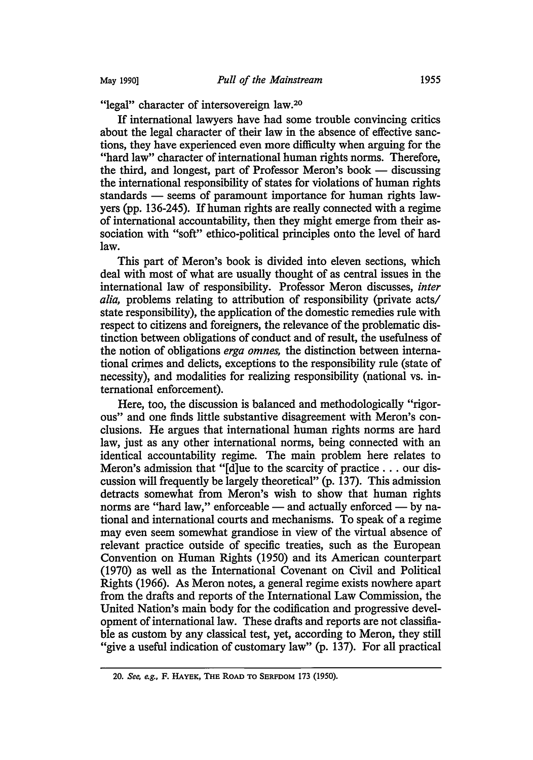"legal" character of intersovereign law.[20]

If international lawyers have had some trouble convincing critics about the legal character of their law in the absence of effective sanctions, they have experienced even more difficulty when arguing for the "hard law" character of international human rights norms. Therefore, the third, and longest, part of Professor Meron's book — discussing the international responsibility of states for violations of human rights standards — seems of paramount importance for human rights lawyers (pp. 136-245). If human rights are really connected with a regime of international accountability, then they might emerge from their association with "soft" ethico-political principles onto the level of hard law.

This part of Meron's book is divided into eleven sections, which deal with most of what are usually thought of as central issues in the international law of responsibility. Professor Meron discusses, *inter alia,* problems relating to attribution of responsibility (private acts/state responsibility), the application of the domestic remedies rule with respect to citizens and foreigners, the relevance of the problematic distinction between obligations of conduct and of result, the usefulness of the notion of obligations *erga omnes,* the distinction between international crimes and delicts, exceptions to the responsibility rule (state of necessity), and modalities for realizing responsibility (national vs. international enforcement).

Here, too, the discussion is balanced and methodologically "rigorous" and one finds little substantive disagreement with Meron's conclusions. He argues that international human rights norms are hard law, just as any other international norms, being connected with an identical accountability regime. The main problem here relates to Meron's admission that "[d]ue to the scarcity of practice . . . our discussion will frequently be largely theoretical" (p. 137). This admission detracts somewhat from Meron's wish to show that human rights norms are "hard law," enforceable — and actually enforced — by national and international courts and mechanisms. To speak of a regime may even seem somewhat grandiose in view of the virtual absence of relevant practice outside of specific treaties, such as the European Convention on Human Rights (1950) and its American counterpart (1970) as well as the International Covenant on Civil and Political Rights (1966). As Meron notes, a general regime exists nowhere apart from the drafts and reports of the International Law Commission, the United Nation's main body for the codification and progressive development of international law. These drafts and reports are not classifiable as custom by any classical test, yet, according to Meron, they still "give a useful indication of customary law" (p. 137). For all practical

20. *See, e.g.,* F. HAYEK, THE ROAD TO SERFDOM 173 (1950).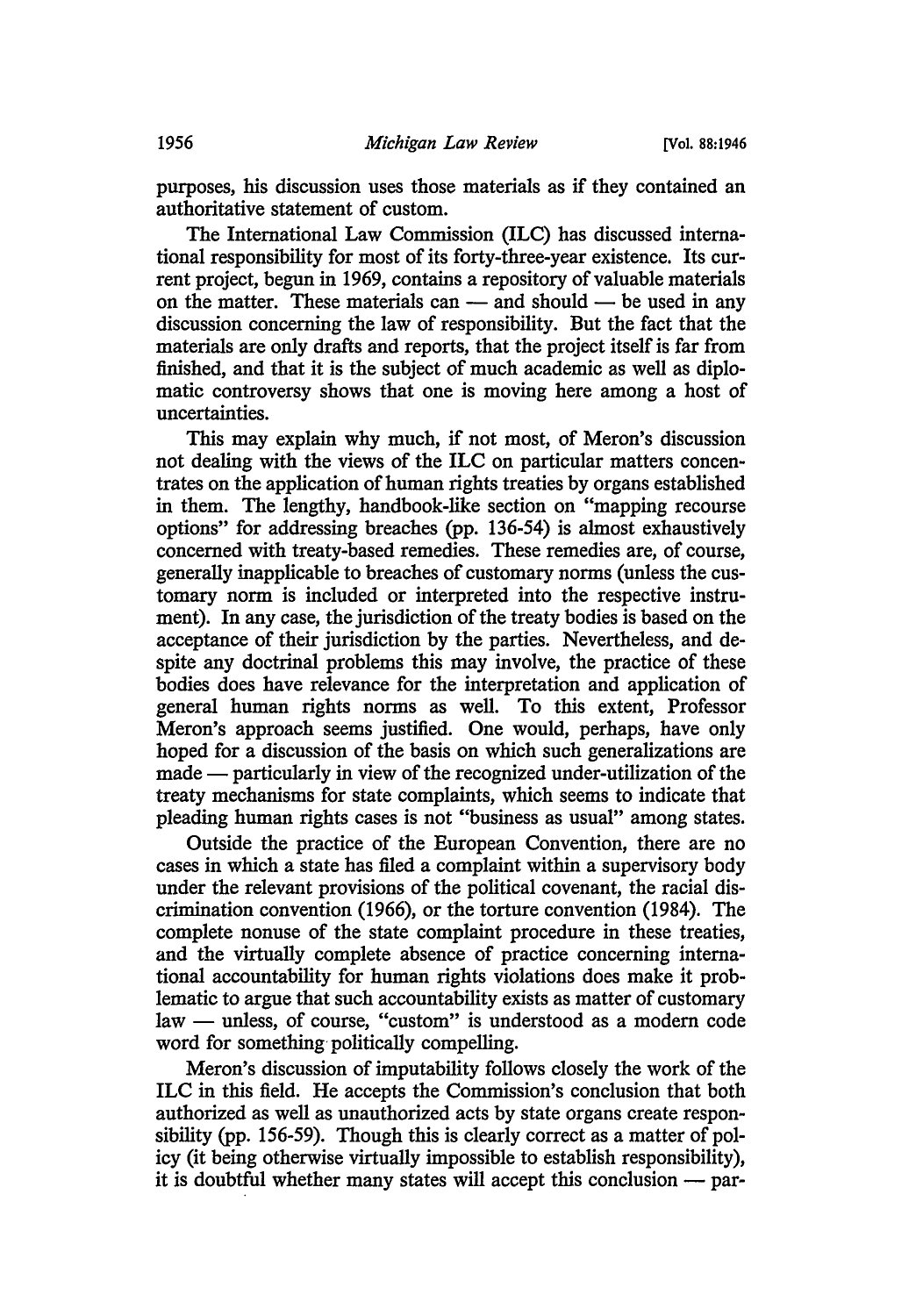purposes, his discussion uses those materials as if they contained an authoritative statement of custom.

The International Law Commission (ILC) has discussed international responsibility for most of its forty-three-year existence. Its current project, begun in 1969, contains a repository of valuable materials on the matter. These materials can — and should — be used in any discussion concerning the law of responsibility. But the fact that the materials are only drafts and reports, that the project itself is far from finished, and that it is the subject of much academic as well as diplomatic controversy shows that one is moving here among a host of uncertainties.

This may explain why much, if not most, of Meron's discussion not dealing with the views of the ILC on particular matters concentrates on the application of human rights treaties by organs established in them. The lengthy, handbook-like section on "mapping recourse options" for addressing breaches (pp. 136-54) is almost exhaustively concerned with treaty-based remedies. These remedies are, of course, generally inapplicable to breaches of customary norms (unless the customary norm is included or interpreted into the respective instrument). In any case, the jurisdiction of the treaty bodies is based on the acceptance of their jurisdiction by the parties. Nevertheless, and despite any doctrinal problems this may involve, the practice of these bodies does have relevance for the interpretation and application of general human rights norms as well. To this extent, Professor Meron's approach seems justified. One would, perhaps, have only hoped for a discussion of the basis on which such generalizations are made — particularly in view of the recognized under-utilization of the treaty mechanisms for state complaints, which seems to indicate that pleading human rights cases is not "business as usual" among states.

Outside the practice of the European Convention, there are no cases in which a state has filed a complaint within a supervisory body under the relevant provisions of the political covenant, the racial discrimination convention (1966), or the torture convention (1984). The complete nonuse of the state complaint procedure in these treaties, and the virtually complete absence of practice concerning international accountability for human rights violations does make it problematic to argue that such accountability exists as matter of customary law — unless, of course, "custom" is understood as a modern code word for something politically compelling.

Meron's discussion of imputability follows closely the work of the ILC in this field. He accepts the Commission's conclusion that both authorized as well as unauthorized acts by state organs create responsibility (pp. 156-59). Though this is clearly correct as a matter of policy (it being otherwise virtually impossible to establish responsibility), it is doubtful whether many states will accept this conclusion — par-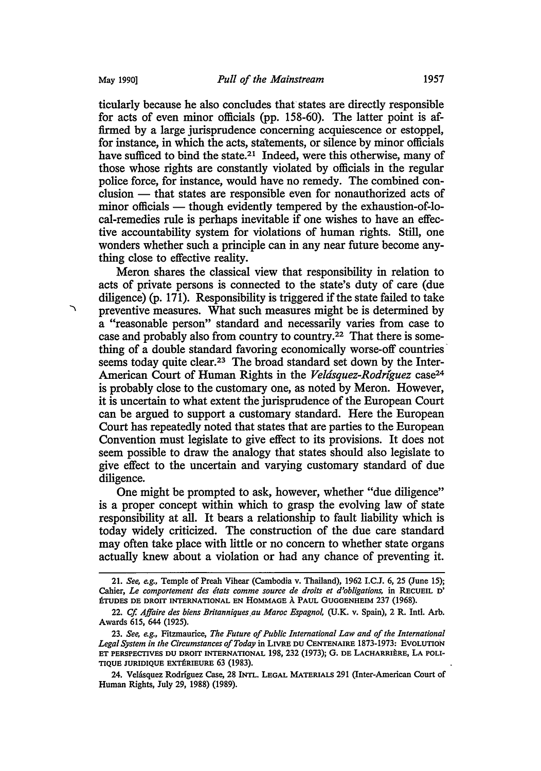ticularly because he also concludes that states are directly responsible for acts of even minor officials (pp. 158-60). The latter point is affirmed by a large jurisprudence concerning acquiescence or estoppel, for instance, in which the acts, statements, or silence by minor officials have sufficed to bind the state.[21] Indeed, were this otherwise, many of those whose rights are constantly violated by officials in the regular police force, for instance, would have no remedy. The combined conclusion — that states are responsible even for nonauthorized acts of minor officials — though evidently tempered by the exhaustion-of-local-remedies rule is perhaps inevitable if one wishes to have an effective accountability system for violations of human rights. Still, one wonders whether such a principle can in any near future become anything close to effective reality.

Meron shares the classical view that responsibility in relation to acts of private persons is connected to the state's duty of care (due diligence) (p. 171). Responsibility is triggered if the state failed to take preventive measures. What such measures might be is determined by a "reasonable person" standard and necessarily varies from case to case and probably also from country to country.[22] That there is something of a double standard favoring economically worse-off countries seems today quite clear.[23] The broad standard set down by the Inter-American Court of Human Rights in the *Velásquez-Rodríguez* case[24] is probably close to the customary one, as noted by Meron. However, it is uncertain to what extent the jurisprudence of the European Court can be argued to support a customary standard. Here the European Court has repeatedly noted that states that are parties to the European Convention must legislate to give effect to its provisions. It does not seem possible to draw the analogy that states should also legislate to give effect to the uncertain and varying customary standard of due diligence.

One might be prompted to ask, however, whether "due diligence" is a proper concept within which to grasp the evolving law of state responsibility at all. It bears a relationship to fault liability which is today widely criticized. The construction of the due care standard may often take place with little or no concern to whether state organs actually knew about a violation or had any chance of preventing it.

---

21. *See, e.g.,* Temple of Preah Vihear (Cambodia v. Thailand), 1962 I.C.J. 6, 25 (June 15); Cahier, *Le comportement des états comme source de droits et d'obligations,* in RECUEIL D'ÉTUDES DE DROIT INTERNATIONAL EN HOMMAGE À PAUL GUGGENHEIM 237 (1968).

22. *Cf. Affaire des biens Britanniques au Maroc Espagnol,* (U.K. v. Spain), 2 R. Intl. Arb. Awards 615, 644 (1925).

23. *See, e.g.,* Fitzmaurice, *The Future of Public International Law and of the International Legal System in the Circumstances of Today* in LIVRE DU CENTENAIRE 1873-1973: EVOLUTION ET PERSPECTIVES DU DROIT INTERNATIONAL 198, 232 (1973); G. DE LACHARRIÈRE, LA POLITIQUE JURIDIQUE EXTÉRIEURE 63 (1983).

24. Velásquez Rodríguez Case, 28 INTL. LEGAL MATERIALS 291 (Inter-American Court of Human Rights, July 29, 1988) (1989).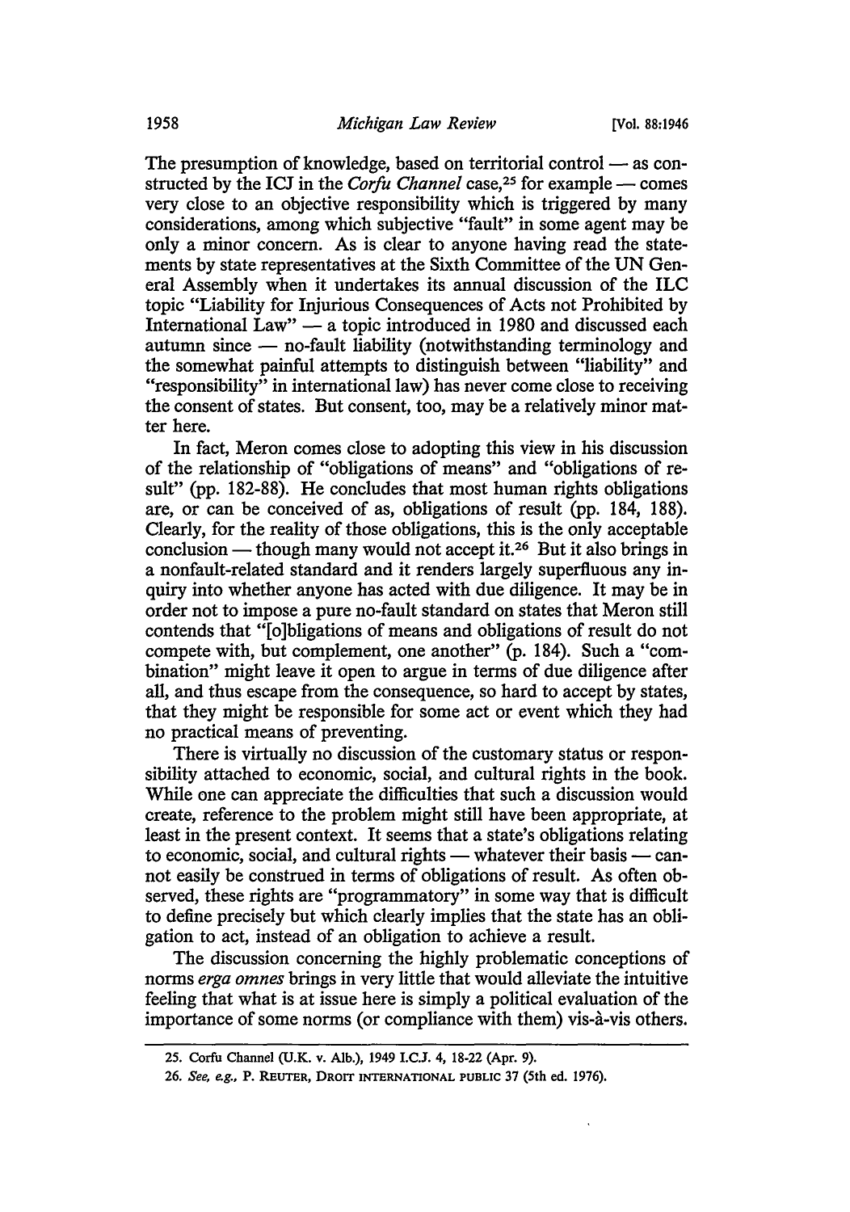The presumption of knowledge, based on territorial control — as constructed by the ICJ in the *Corfu Channel* case,[25] for example — comes very close to an objective responsibility which is triggered by many considerations, among which subjective "fault" in some agent may be only a minor concern. As is clear to anyone having read the statements by state representatives at the Sixth Committee of the UN General Assembly when it undertakes its annual discussion of the ILC topic "Liability for Injurious Consequences of Acts not Prohibited by International Law" — a topic introduced in 1980 and discussed each autumn since — no-fault liability (notwithstanding terminology and the somewhat painful attempts to distinguish between "liability" and "responsibility" in international law) has never come close to receiving the consent of states. But consent, too, may be a relatively minor matter here.

In fact, Meron comes close to adopting this view in his discussion of the relationship of "obligations of means" and "obligations of result" (pp. 182-88). He concludes that most human rights obligations are, or can be conceived of as, obligations of result (pp. 184, 188). Clearly, for the reality of those obligations, this is the only acceptable conclusion — though many would not accept it.[26] But it also brings in a nonfault-related standard and it renders largely superfluous any inquiry into whether anyone has acted with due diligence. It may be in order not to impose a pure no-fault standard on states that Meron still contends that "[o]bligations of means and obligations of result do not compete with, but complement, one another" (p. 184). Such a "combination" might leave it open to argue in terms of due diligence after all, and thus escape from the consequence, so hard to accept by states, that they might be responsible for some act or event which they had no practical means of preventing.

There is virtually no discussion of the customary status or responsibility attached to economic, social, and cultural rights in the book. While one can appreciate the difficulties that such a discussion would create, reference to the problem might still have been appropriate, at least in the present context. It seems that a state's obligations relating to economic, social, and cultural rights — whatever their basis — cannot easily be construed in terms of obligations of result. As often observed, these rights are "programmatory" in some way that is difficult to define precisely but which clearly implies that the state has an obligation to act, instead of an obligation to achieve a result.

The discussion concerning the highly problematic conceptions of norms *erga omnes* brings in very little that would alleviate the intuitive feeling that what is at issue here is simply a political evaluation of the importance of some norms (or compliance with them) vis-à-vis others.

25. Corfu Channel (U.K. v. Alb.), 1949 I.C.J. 4, 18-22 (Apr. 9).

26. *See, e.g.*, P. REUTER, DROIT INTERNATIONAL PUBLIC 37 (5th ed. 1976).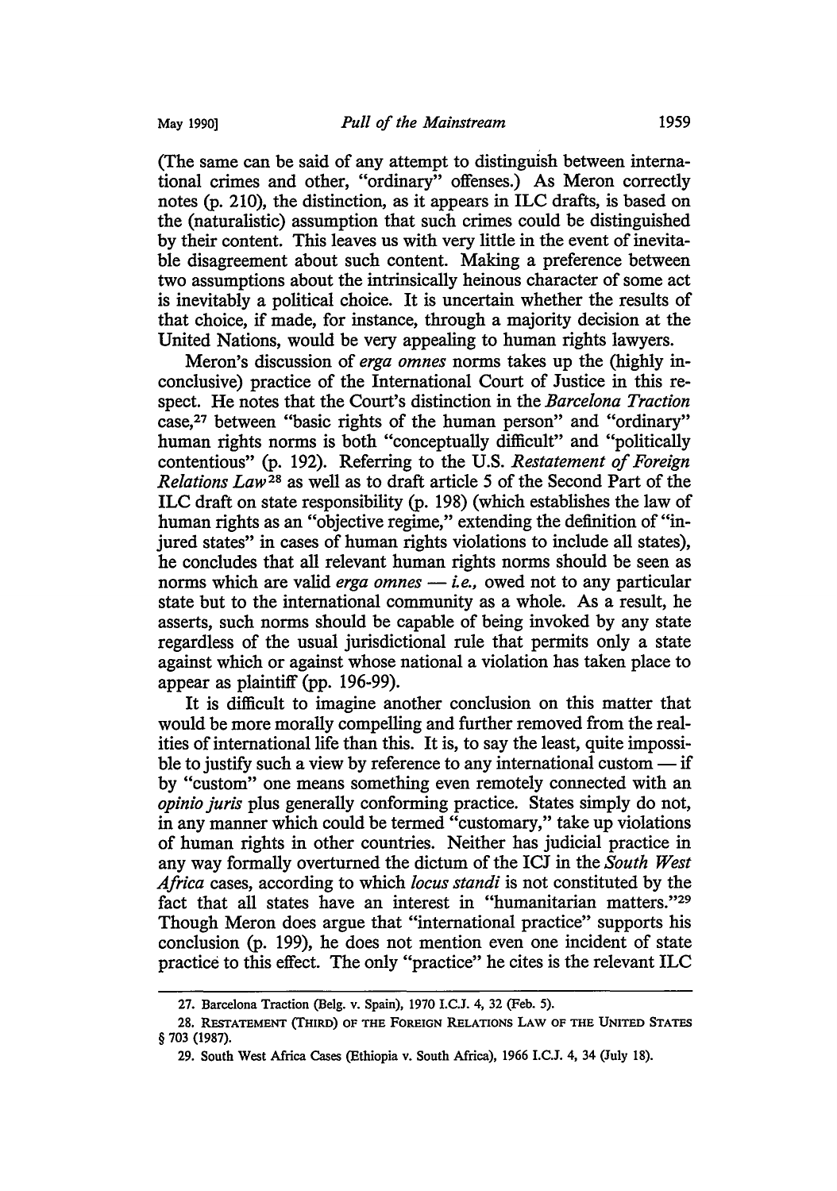(The same can be said of any attempt to distinguish between international crimes and other, "ordinary" offenses.) As Meron correctly notes (p. 210), the distinction, as it appears in ILC drafts, is based on the (naturalistic) assumption that such crimes could be distinguished by their content. This leaves us with very little in the event of inevitable disagreement about such content. Making a preference between two assumptions about the intrinsically heinous character of some act is inevitably a political choice. It is uncertain whether the results of that choice, if made, for instance, through a majority decision at the United Nations, would be very appealing to human rights lawyers.

Meron's discussion of *erga omnes* norms takes up the (highly inconclusive) practice of the International Court of Justice in this respect. He notes that the Court's distinction in the *Barcelona Traction* case,[27] between "basic rights of the human person" and "ordinary" human rights norms is both "conceptually difficult" and "politically contentious" (p. 192). Referring to the U.S. *Restatement of Foreign Relations Law*[28] as well as to draft article 5 of the Second Part of the ILC draft on state responsibility (p. 198) (which establishes the law of human rights as an "objective regime," extending the definition of "injured states" in cases of human rights violations to include all states), he concludes that all relevant human rights norms should be seen as norms which are valid *erga omnes* — *i.e.*, owed not to any particular state but to the international community as a whole. As a result, he asserts, such norms should be capable of being invoked by any state regardless of the usual jurisdictional rule that permits only a state against which or against whose national a violation has taken place to appear as plaintiff (pp. 196-99).

It is difficult to imagine another conclusion on this matter that would be more morally compelling and further removed from the realities of international life than this. It is, to say the least, quite impossible to justify such a view by reference to any international custom — if by "custom" one means something even remotely connected with an *opinio juris* plus generally conforming practice. States simply do not, in any manner which could be termed "customary," take up violations of human rights in other countries. Neither has judicial practice in any way formally overturned the dictum of the ICJ in the *South West Africa* cases, according to which *locus standi* is not constituted by the fact that all states have an interest in "humanitarian matters."[29] Though Meron does argue that "international practice" supports his conclusion (p. 199), he does not mention even one incident of state practice to this effect. The only "practice" he cites is the relevant ILC

---

27. Barcelona Traction (Belg. v. Spain), 1970 I.C.J. 4, 32 (Feb. 5).

28. RESTATEMENT (THIRD) OF THE FOREIGN RELATIONS LAW OF THE UNITED STATES § 703 (1987).

29. South West Africa Cases (Ethiopia v. South Africa), 1966 I.C.J. 4, 34 (July 18).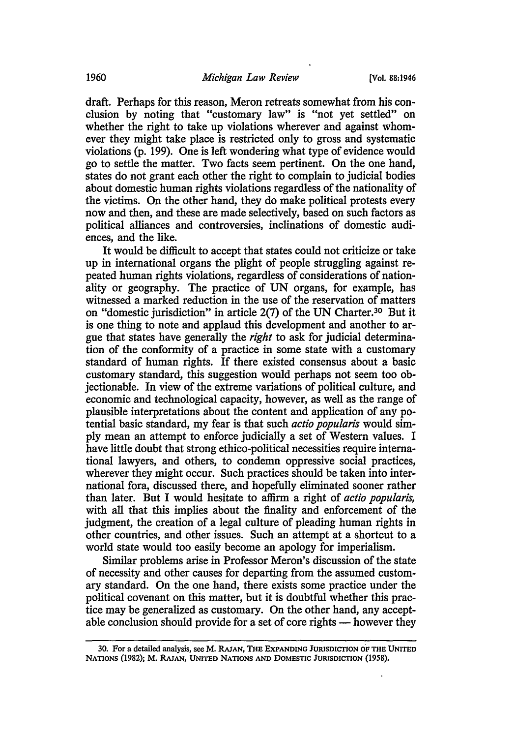draft. Perhaps for this reason, Meron retreats somewhat from his conclusion by noting that "customary law" is "not yet settled" on whether the right to take up violations wherever and against whomever they might take place is restricted only to gross and systematic violations (p. 199). One is left wondering what type of evidence would go to settle the matter. Two facts seem pertinent. On the one hand, states do not grant each other the right to complain to judicial bodies about domestic human rights violations regardless of the nationality of the victims. On the other hand, they do make political protests every now and then, and these are made selectively, based on such factors as political alliances and controversies, inclinations of domestic audiences, and the like.

It would be difficult to accept that states could not criticize or take up in international organs the plight of people struggling against repeated human rights violations, regardless of considerations of nationality or geography. The practice of UN organs, for example, has witnessed a marked reduction in the use of the reservation of matters on "domestic jurisdiction" in article 2(7) of the UN Charter.[30] But it is one thing to note and applaud this development and another to argue that states have generally the *right* to ask for judicial determination of the conformity of a practice in some state with a customary standard of human rights. If there existed consensus about a basic customary standard, this suggestion would perhaps not seem too objectionable. In view of the extreme variations of political culture, and economic and technological capacity, however, as well as the range of plausible interpretations about the content and application of any potential basic standard, my fear is that such *actio popularis* would simply mean an attempt to enforce judicially a set of Western values. I have little doubt that strong ethico-political necessities require international lawyers, and others, to condemn oppressive social practices, wherever they might occur. Such practices should be taken into international fora, discussed there, and hopefully eliminated sooner rather than later. But I would hesitate to affirm a right of *actio popularis*, with all that this implies about the finality and enforcement of the judgment, the creation of a legal culture of pleading human rights in other countries, and other issues. Such an attempt at a shortcut to a world state would too easily become an apology for imperialism.

Similar problems arise in Professor Meron's discussion of the state of necessity and other causes for departing from the assumed customary standard. On the one hand, there exists some practice under the political covenant on this matter, but it is doubtful whether this practice may be generalized as customary. On the other hand, any acceptable conclusion should provide for a set of core rights — however they

---

30. For a detailed analysis, see M. RAJAN, THE EXPANDING JURISDICTION OF THE UNITED NATIONS (1982); M. RAJAN, UNITED NATIONS AND DOMESTIC JURISDICTION (1958).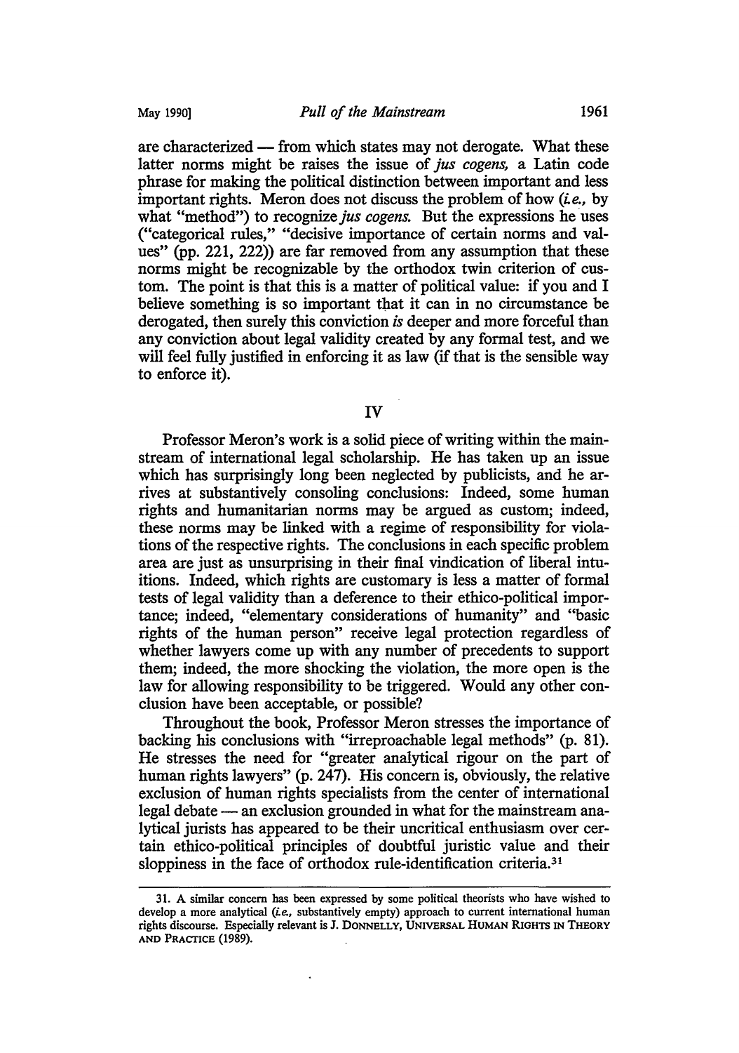are characterized — from which states may not derogate. What these latter norms might be raises the issue of *jus cogens*, a Latin code phrase for making the political distinction between important and less important rights. Meron does not discuss the problem of how (*i.e.*, by what "method") to recognize *jus cogens*. But the expressions he uses ("categorical rules," "decisive importance of certain norms and values" (pp. 221, 222)) are far removed from any assumption that these norms might be recognizable by the orthodox twin criterion of custom. The point is that this is a matter of political value: if you and I believe something is so important that it can in no circumstance be derogated, then surely this conviction *is* deeper and more forceful than any conviction about legal validity created by any formal test, and we will feel fully justified in enforcing it as law (if that is the sensible way to enforce it).

## IV

Professor Meron's work is a solid piece of writing within the mainstream of international legal scholarship. He has taken up an issue which has surprisingly long been neglected by publicists, and he arrives at substantively consoling conclusions: Indeed, some human rights and humanitarian norms may be argued as custom; indeed, these norms may be linked with a regime of responsibility for violations of the respective rights. The conclusions in each specific problem area are just as unsurprising in their final vindication of liberal intuitions. Indeed, which rights are customary is less a matter of formal tests of legal validity than a deference to their ethico-political importance; indeed, "elementary considerations of humanity" and "basic rights of the human person" receive legal protection regardless of whether lawyers come up with any number of precedents to support them; indeed, the more shocking the violation, the more open is the law for allowing responsibility to be triggered. Would any other conclusion have been acceptable, or possible?

Throughout the book, Professor Meron stresses the importance of backing his conclusions with "irreproachable legal methods" (p. 81). He stresses the need for "greater analytical rigour on the part of human rights lawyers" (p. 247). His concern is, obviously, the relative exclusion of human rights specialists from the center of international legal debate — an exclusion grounded in what for the mainstream analytical jurists has appeared to be their uncritical enthusiasm over certain ethico-political principles of doubtful juristic value and their sloppiness in the face of orthodox rule-identification criteria.[31]

---

31. A similar concern has been expressed by some political theorists who have wished to develop a more analytical (*i.e.*, substantively empty) approach to current international human rights discourse. Especially relevant is J. DONNELLY, UNIVERSAL HUMAN RIGHTS IN THEORY AND PRACTICE (1989).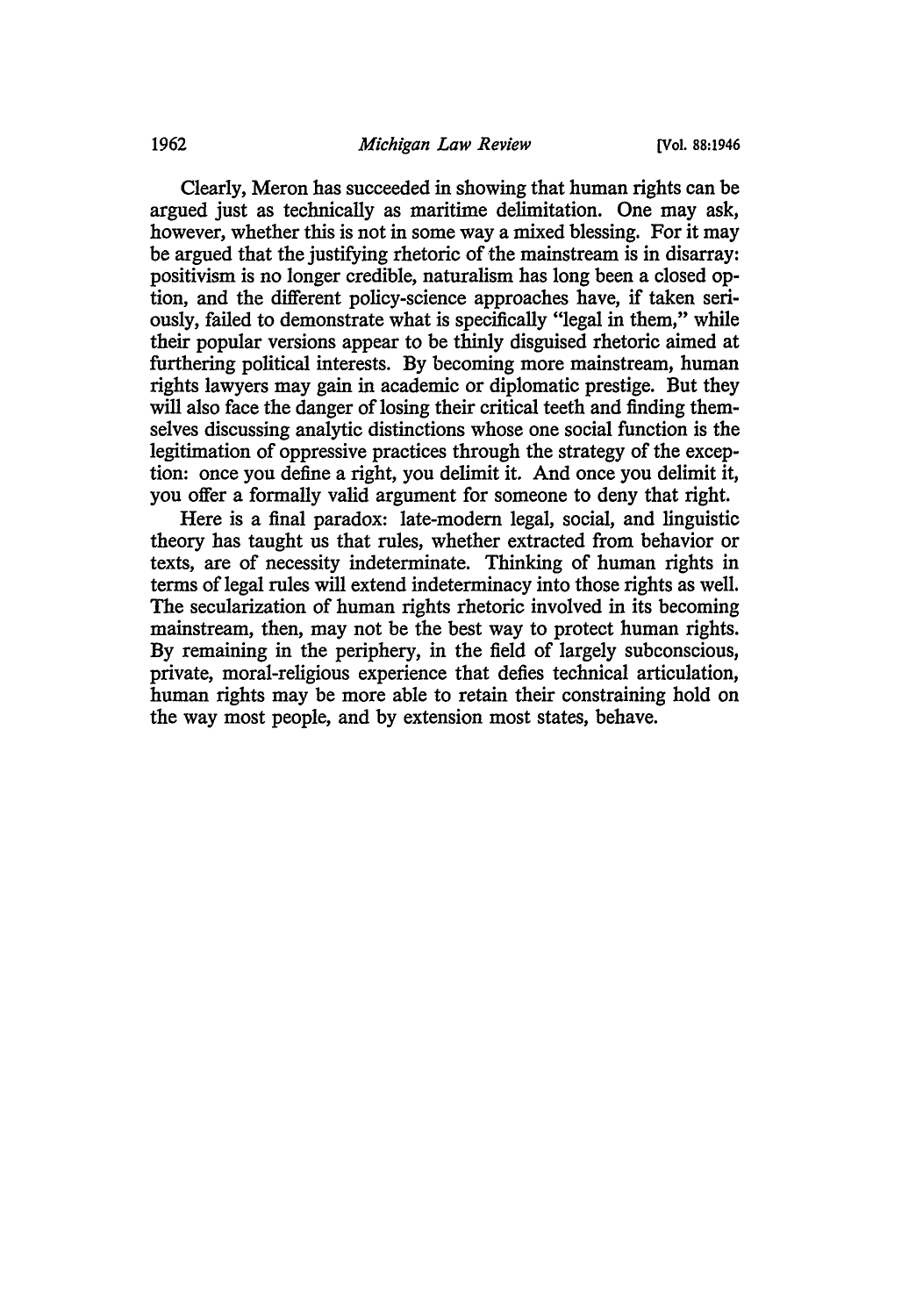Clearly, Meron has succeeded in showing that human rights can be argued just as technically as maritime delimitation. One may ask, however, whether this is not in some way a mixed blessing. For it may be argued that the justifying rhetoric of the mainstream is in disarray: positivism is no longer credible, naturalism has long been a closed option, and the different policy-science approaches have, if taken seriously, failed to demonstrate what is specifically "legal in them," while their popular versions appear to be thinly disguised rhetoric aimed at furthering political interests. By becoming more mainstream, human rights lawyers may gain in academic or diplomatic prestige. But they will also face the danger of losing their critical teeth and finding themselves discussing analytic distinctions whose one social function is the legitimation of oppressive practices through the strategy of the exception: once you define a right, you delimit it. And once you delimit it, you offer a formally valid argument for someone to deny that right.

Here is a final paradox: late-modern legal, social, and linguistic theory has taught us that rules, whether extracted from behavior or texts, are of necessity indeterminate. Thinking of human rights in terms of legal rules will extend indeterminacy into those rights as well. The secularization of human rights rhetoric involved in its becoming mainstream, then, may not be the best way to protect human rights. By remaining in the periphery, in the field of largely subconscious, private, moral-religious experience that defies technical articulation, human rights may be more able to retain their constraining hold on the way most people, and by extension most states, behave.